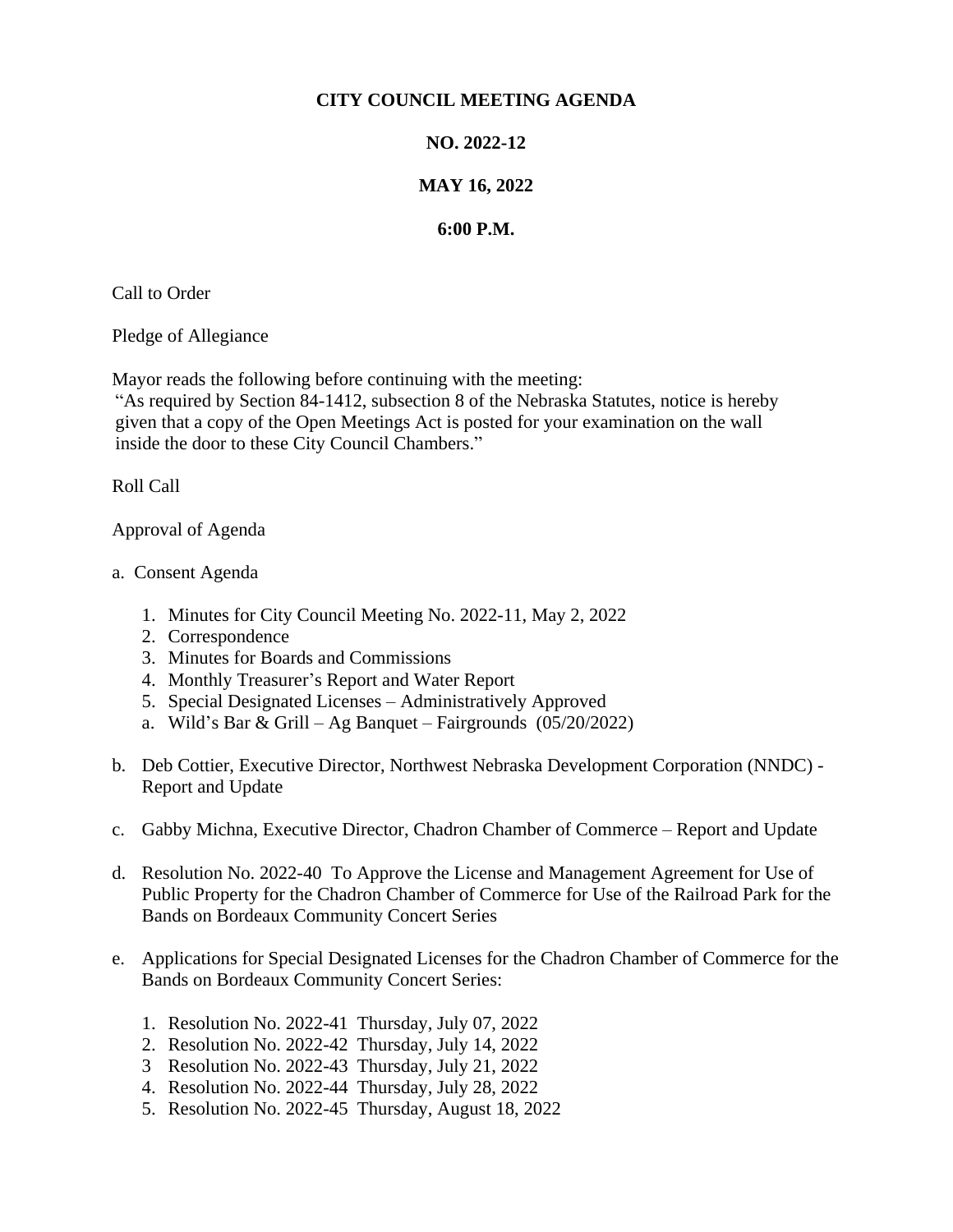**CITY COUNCIL MEETING AGENDA**

**NO. 2022-12**

**MAY 16, 2022**

**6:00 P.M.**

Call to Order

Pledge of Allegiance

Mayor reads the following before continuing with the meeting:
"As required by Section 84-1412, subsection 8 of the Nebraska Statutes, notice is hereby given that a copy of the Open Meetings Act is posted for your examination on the wall inside the door to these City Council Chambers."

Roll Call

Approval of Agenda

a. Consent Agenda

   1. Minutes for City Council Meeting No. 2022-11, May 2, 2022
   2. Correspondence
   3. Minutes for Boards and Commissions
   4. Monthly Treasurer's Report and Water Report
   5. Special Designated Licenses – Administratively Approved
   a. Wild's Bar & Grill – Ag Banquet – Fairgrounds (05/20/2022)

b. Deb Cottier, Executive Director, Northwest Nebraska Development Corporation (NNDC) - Report and Update

c. Gabby Michna, Executive Director, Chadron Chamber of Commerce – Report and Update

d. Resolution No. 2022-40 To Approve the License and Management Agreement for Use of Public Property for the Chadron Chamber of Commerce for Use of the Railroad Park for the Bands on Bordeaux Community Concert Series

e. Applications for Special Designated Licenses for the Chadron Chamber of Commerce for the Bands on Bordeaux Community Concert Series:

   1. Resolution No. 2022-41 Thursday, July 07, 2022
   2. Resolution No. 2022-42 Thursday, July 14, 2022
   3 Resolution No. 2022-43 Thursday, July 21, 2022
   4. Resolution No. 2022-44 Thursday, July 28, 2022
   5. Resolution No. 2022-45 Thursday, August 18, 2022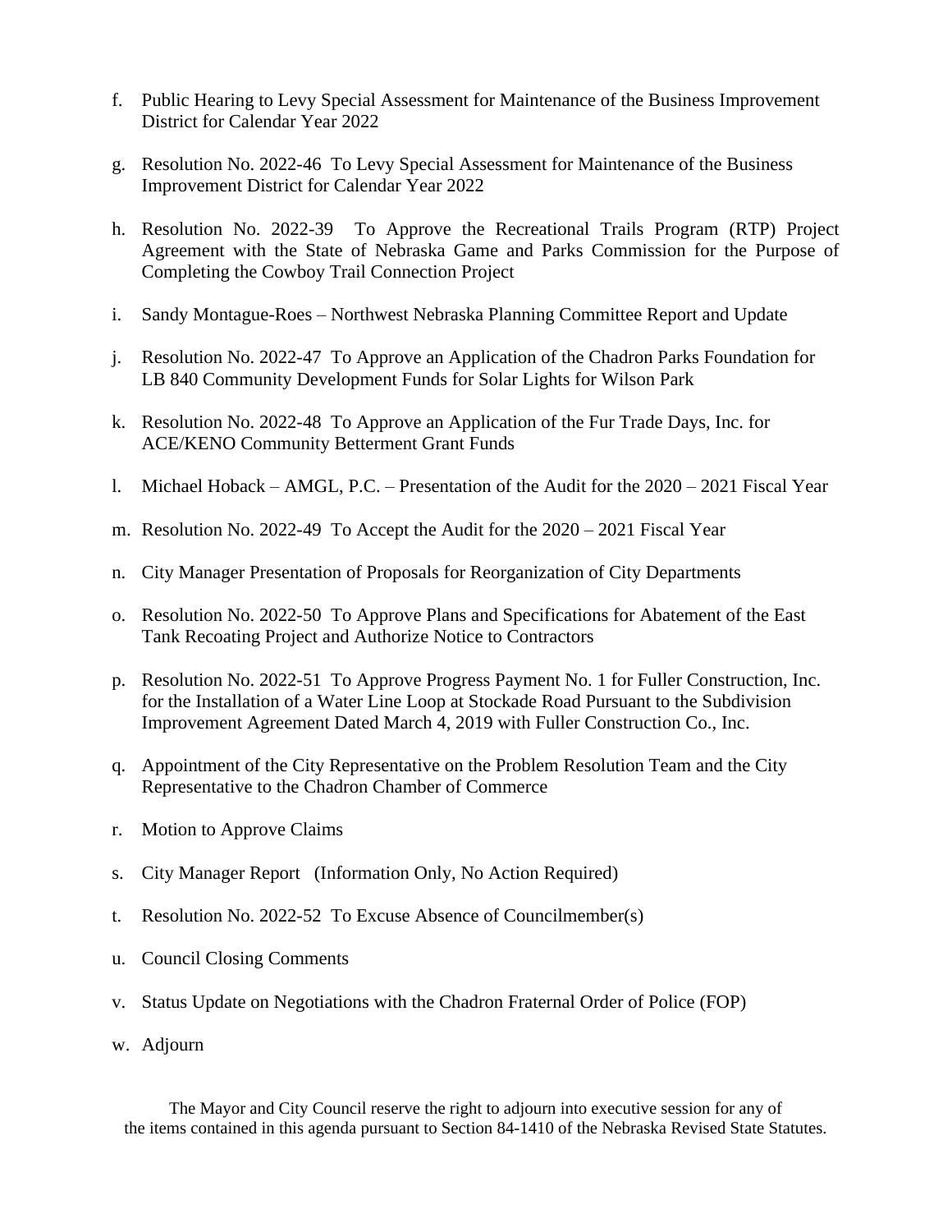f. Public Hearing to Levy Special Assessment for Maintenance of the Business Improvement District for Calendar Year 2022

g. Resolution No. 2022-46 To Levy Special Assessment for Maintenance of the Business Improvement District for Calendar Year 2022

h. Resolution No. 2022-39 To Approve the Recreational Trails Program (RTP) Project Agreement with the State of Nebraska Game and Parks Commission for the Purpose of Completing the Cowboy Trail Connection Project

i. Sandy Montague-Roes – Northwest Nebraska Planning Committee Report and Update

j. Resolution No. 2022-47 To Approve an Application of the Chadron Parks Foundation for LB 840 Community Development Funds for Solar Lights for Wilson Park

k. Resolution No. 2022-48 To Approve an Application of the Fur Trade Days, Inc. for ACE/KENO Community Betterment Grant Funds

l. Michael Hoback – AMGL, P.C. – Presentation of the Audit for the 2020 – 2021 Fiscal Year

m. Resolution No. 2022-49 To Accept the Audit for the 2020 – 2021 Fiscal Year

n. City Manager Presentation of Proposals for Reorganization of City Departments

o. Resolution No. 2022-50 To Approve Plans and Specifications for Abatement of the East Tank Recoating Project and Authorize Notice to Contractors

p. Resolution No. 2022-51 To Approve Progress Payment No. 1 for Fuller Construction, Inc. for the Installation of a Water Line Loop at Stockade Road Pursuant to the Subdivision Improvement Agreement Dated March 4, 2019 with Fuller Construction Co., Inc.

q. Appointment of the City Representative on the Problem Resolution Team and the City Representative to the Chadron Chamber of Commerce

r. Motion to Approve Claims

s. City Manager Report (Information Only, No Action Required)

t. Resolution No. 2022-52 To Excuse Absence of Councilmember(s)

u. Council Closing Comments

v. Status Update on Negotiations with the Chadron Fraternal Order of Police (FOP)

w. Adjourn

The Mayor and City Council reserve the right to adjourn into executive session for any of the items contained in this agenda pursuant to Section 84-1410 of the Nebraska Revised State Statutes.